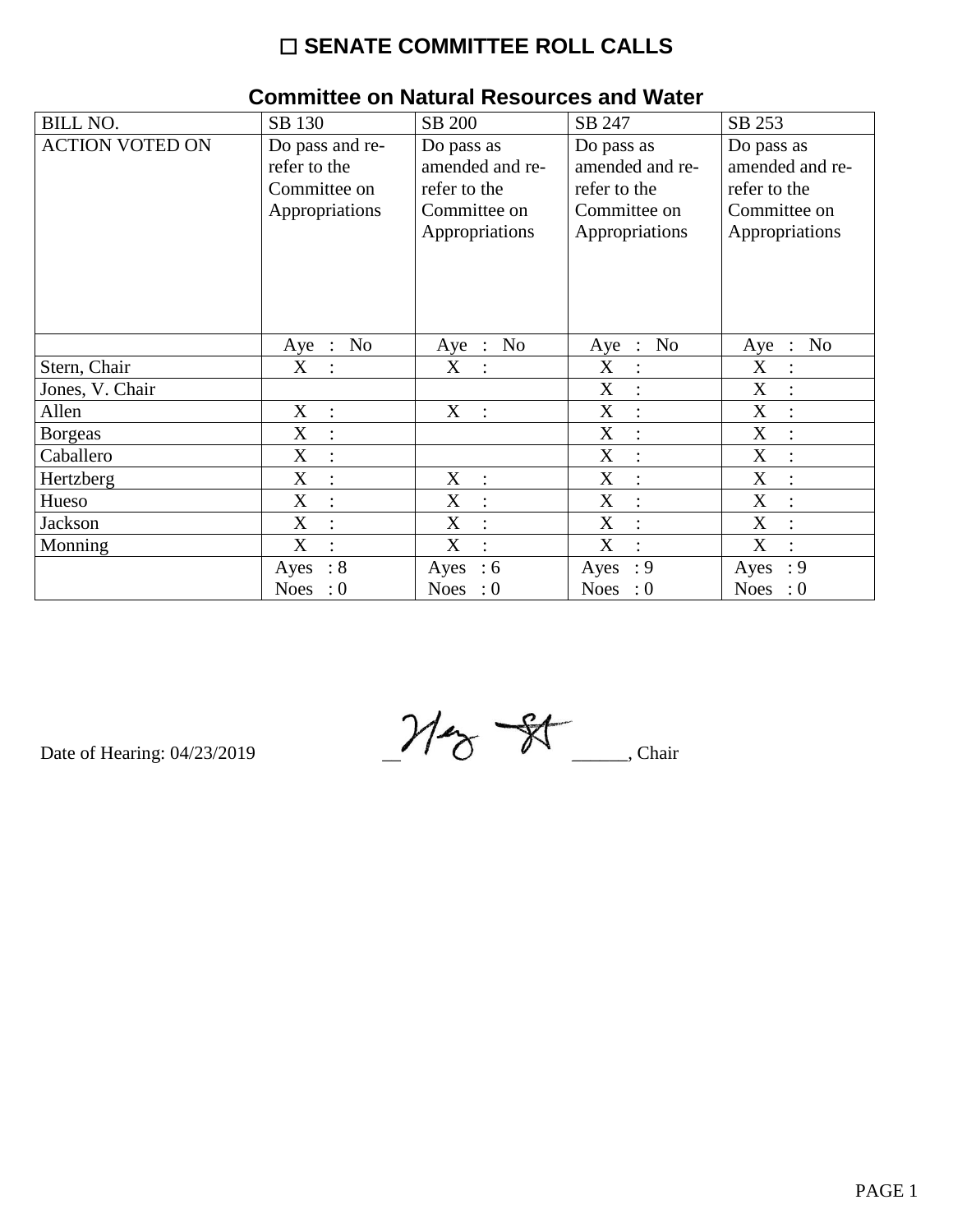# ☐ SENATE COMMITTEE ROLL CALLS

## Committee on Natural Resources and Water

| BILL NO. | SB 130 | SB 200 | SB 247 | SB 253 |
|---|---|---|---|---|
| ACTION VOTED ON | Do pass and re-refer to the Committee on Appropriations | Do pass as amended and re-refer to the Committee on Appropriations | Do pass as amended and re-refer to the Committee on Appropriations | Do pass as amended and re-refer to the Committee on Appropriations |
| | Aye : No | Aye : No | Aye : No | Aye : No |
| Stern, Chair | X : | X : | X : | X : |
| Jones, V. Chair | | | X : | X : |
| Allen | X : | X : | X : | X : |
| Borgeas | X : | | X : | X : |
| Caballero | X : | | X : | X : |
| Hertzberg | X : | X : | X : | X : |
| Hueso | X : | X : | X : | X : |
| Jackson | X : | X : | X : | X : |
| Monning | X : | X : | X : | X : |
| | Ayes : 8<br>Noes : 0 | Ayes : 6<br>Noes : 0 | Ayes : 9<br>Noes : 0 | Ayes : 9<br>Noes : 0 |

Date of Hearing: 04/23/2019

______, Chair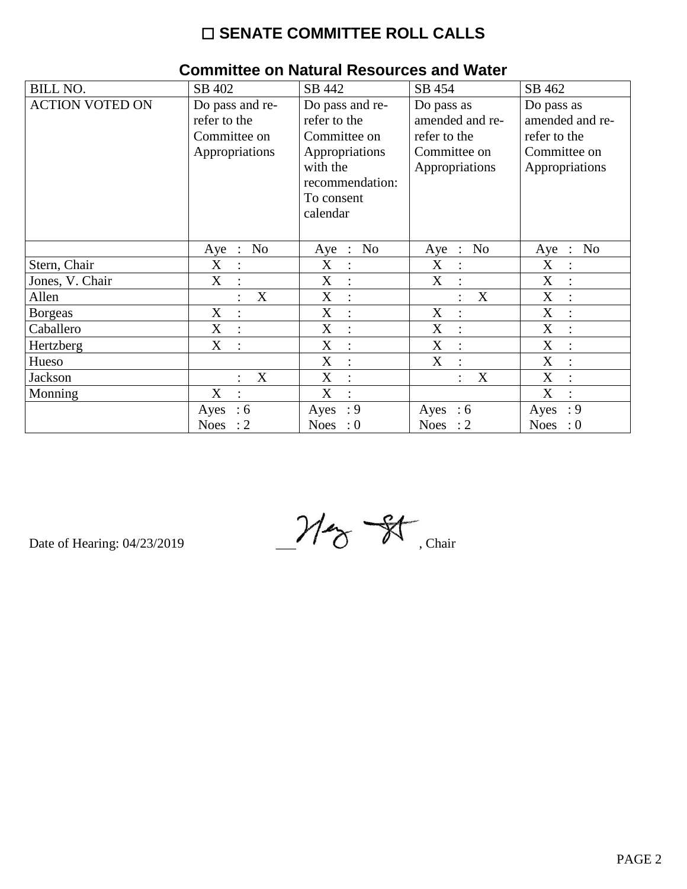# ☐ SENATE COMMITTEE ROLL CALLS

## Committee on Natural Resources and Water

| BILL NO. | SB 402 | SB 442 | SB 454 | SB 462 |
|---|---|---|---|---|
| ACTION VOTED ON | Do pass and re-refer to the Committee on Appropriations | Do pass and re-refer to the Committee on Appropriations with the recommendation: To consent calendar | Do pass as amended and re-refer to the Committee on Appropriations | Do pass as amended and re-refer to the Committee on Appropriations |
| | Aye : No | Aye : No | Aye : No | Aye : No |
| Stern, Chair | X : | X : | X : | X : |
| Jones, V. Chair | X : | X : | X : | X : |
| Allen | : X | X : | : X | X : |
| Borgeas | X : | X : | X : | X : |
| Caballero | X : | X : | X : | X : |
| Hertzberg | X : | X : | X : | X : |
| Hueso | | X : | X : | X : |
| Jackson | : X | X : | : X | X : |
| Monning | X : | X : | | X : |
| | Ayes : 6<br>Noes : 2 | Ayes : 9<br>Noes : 0 | Ayes : 6<br>Noes : 2 | Ayes : 9<br>Noes : 0 |

Date of Hearing: 04/23/2019 ___[signature]___, Chair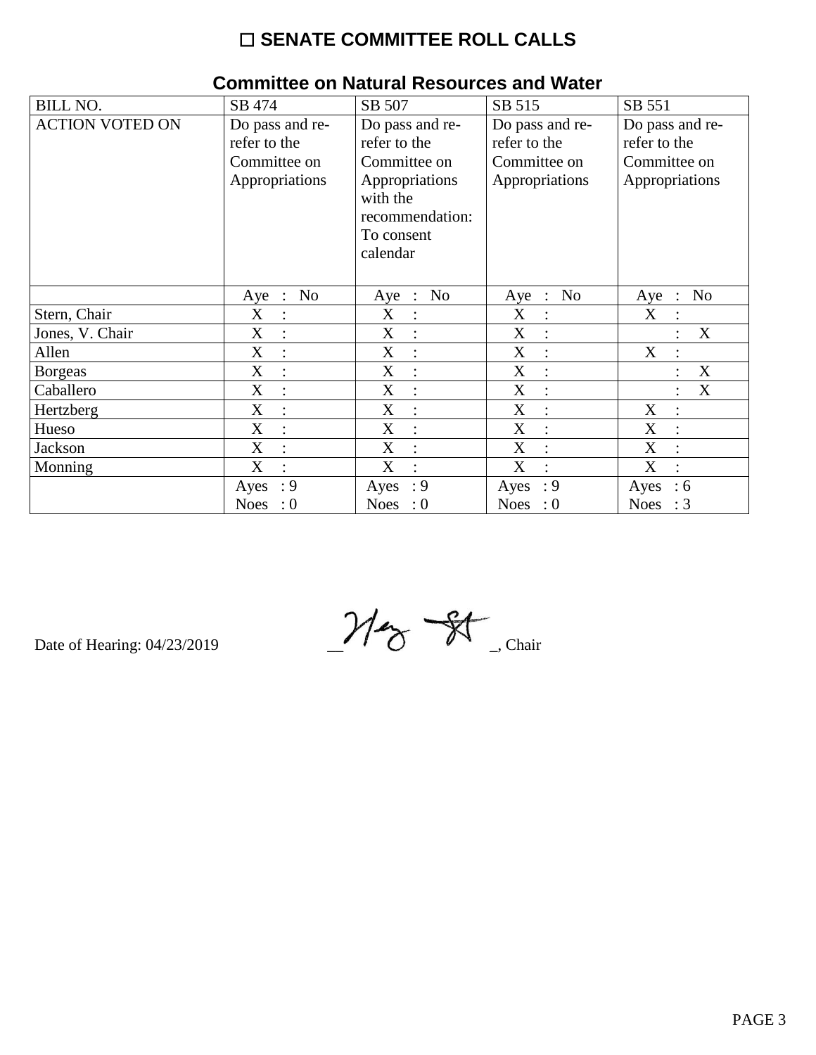# ☐ SENATE COMMITTEE ROLL CALLS

## Committee on Natural Resources and Water

| BILL NO. | SB 474 | SB 507 | SB 515 | SB 551 |
|---|---|---|---|---|
| ACTION VOTED ON | Do pass and re-refer to the Committee on Appropriations | Do pass and re-refer to the Committee on Appropriations with the recommendation: To consent calendar | Do pass and re-refer to the Committee on Appropriations | Do pass and re-refer to the Committee on Appropriations |
| | Aye : No | Aye : No | Aye : No | Aye : No |
| Stern, Chair | X : | X : | X : | X : |
| Jones, V. Chair | X : | X : | X : | : X |
| Allen | X : | X : | X : | X : |
| Borgeas | X : | X : | X : | : X |
| Caballero | X : | X : | X : | : X |
| Hertzberg | X : | X : | X : | X : |
| Hueso | X : | X : | X : | X : |
| Jackson | X : | X : | X : | X : |
| Monning | X : | X : | X : | X : |
| | Ayes : 9<br>Noes : 0 | Ayes : 9<br>Noes : 0 | Ayes : 9<br>Noes : 0 | Ayes : 6<br>Noes : 3 |

Date of Hearing: 04/23/2019 __[signature]_, Chair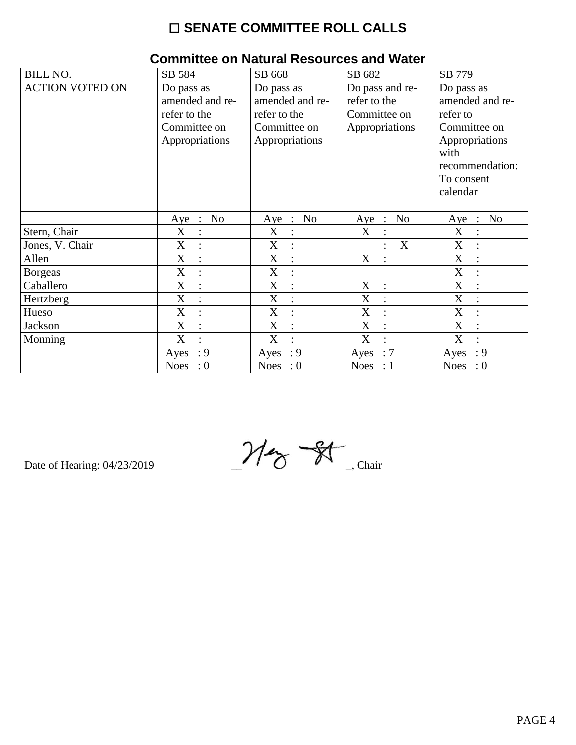# ☐ SENATE COMMITTEE ROLL CALLS

## Committee on Natural Resources and Water

| BILL NO. | SB 584 | SB 668 | SB 682 | SB 779 |
|---|---|---|---|---|
| ACTION VOTED ON | Do pass as amended and re-refer to the Committee on Appropriations | Do pass as amended and re-refer to the Committee on Appropriations | Do pass and re-refer to the Committee on Appropriations | Do pass as amended and re-refer to Committee on Appropriations with recommendation: To consent calendar |
| | Aye : No | Aye : No | Aye : No | Aye : No |
| Stern, Chair | X : | X : | X : | X : |
| Jones, V. Chair | X : | X : | : X | X : |
| Allen | X : | X : | X : | X : |
| Borgeas | X : | X : | | X : |
| Caballero | X : | X : | X : | X : |
| Hertzberg | X : | X : | X : | X : |
| Hueso | X : | X : | X : | X : |
| Jackson | X : | X : | X : | X : |
| Monning | X : | X : | X : | X : |
| | Ayes : 9<br>Noes : 0 | Ayes : 9<br>Noes : 0 | Ayes : 7<br>Noes : 1 | Ayes : 9<br>Noes : 0 |

Date of Hearing: 04/23/2019 ________________, Chair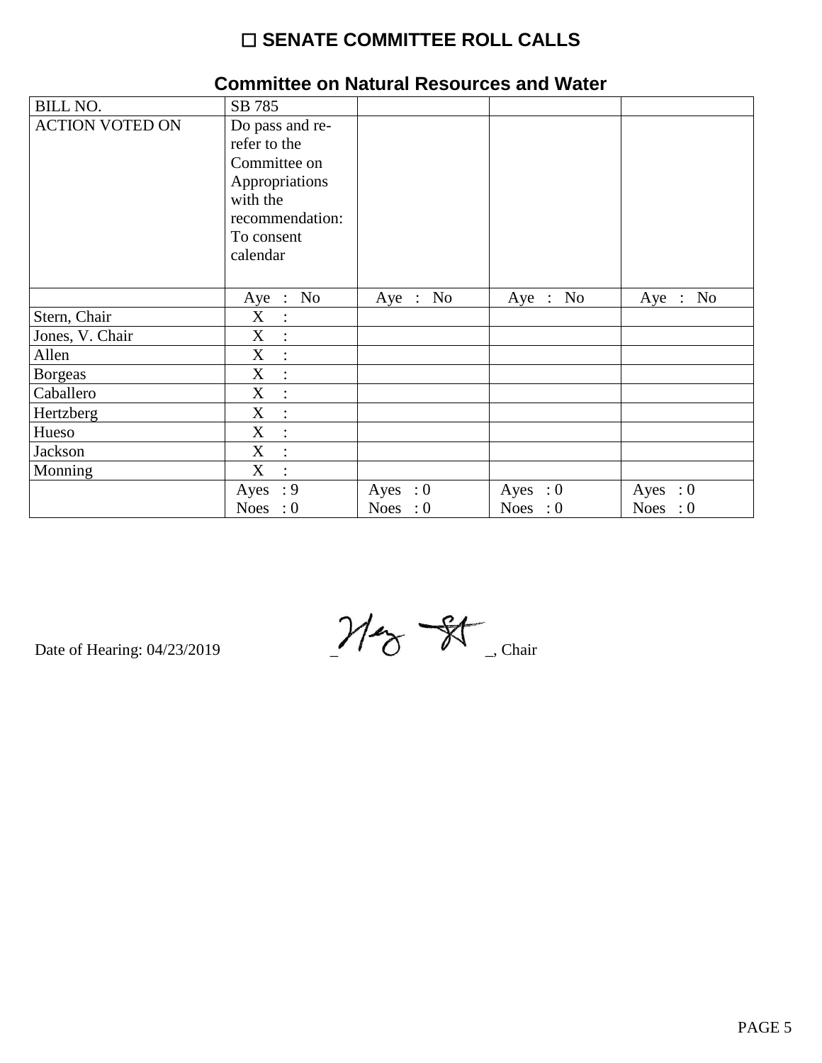# ☐ SENATE COMMITTEE ROLL CALLS

## Committee on Natural Resources and Water

| BILL NO. | SB 785 | | | |
|---|---|---|---|---|
| ACTION VOTED ON | Do pass and re-refer to the Committee on Appropriations with the recommendation: To consent calendar | | | |
| | Aye : No | Aye : No | Aye : No | Aye : No |
| Stern, Chair | X : | | | |
| Jones, V. Chair | X : | | | |
| Allen | X : | | | |
| Borgeas | X : | | | |
| Caballero | X : | | | |
| Hertzberg | X : | | | |
| Hueso | X : | | | |
| Jackson | X : | | | |
| Monning | X : | | | |
| | Ayes : 9<br>Noes : 0 | Ayes : 0<br>Noes : 0 | Ayes : 0<br>Noes : 0 | Ayes : 0<br>Noes : 0 |

Date of Hearing: 04/23/2019 _[signature]_, Chair